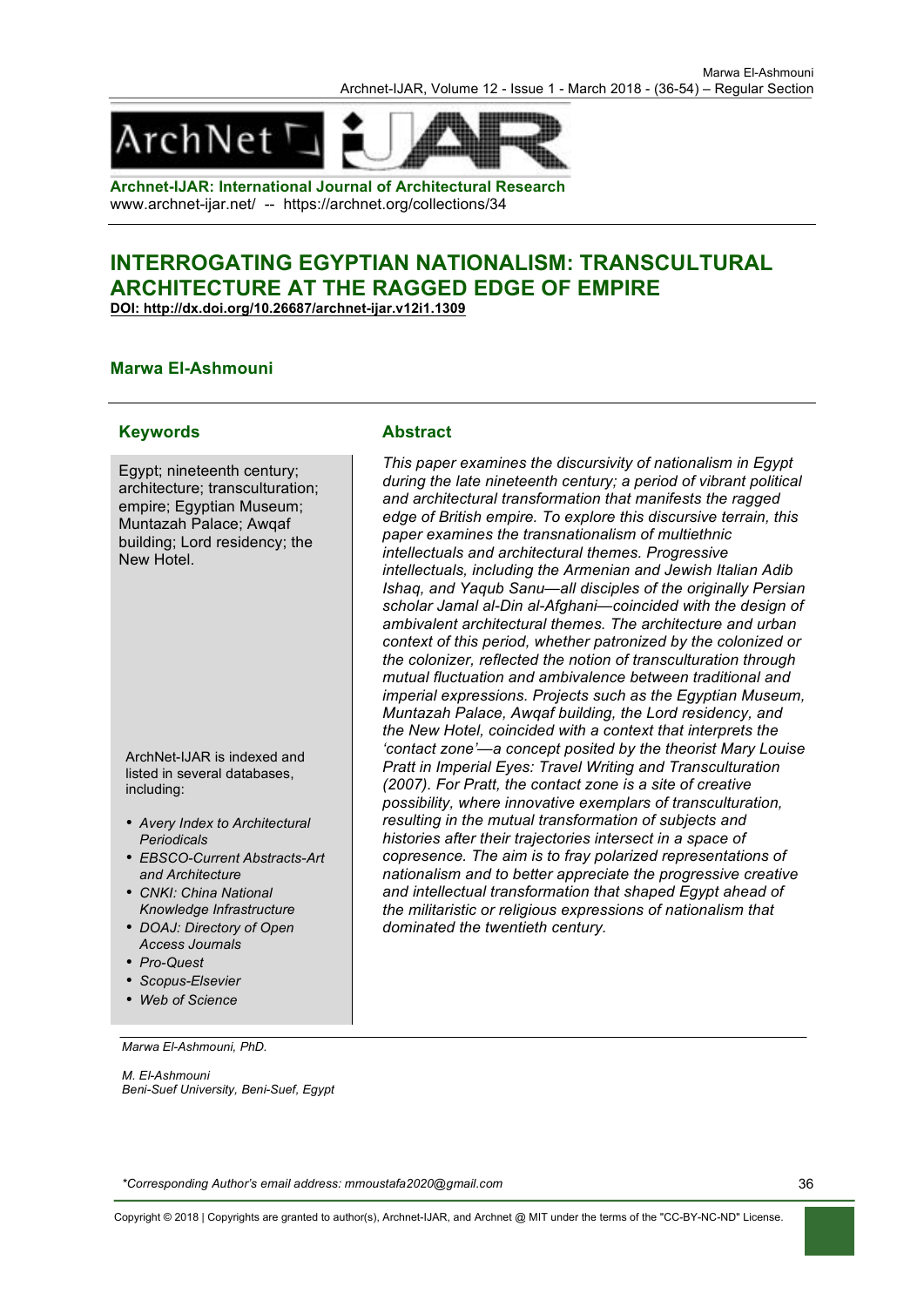**Archnet-IJAR: International Journal of Architectural Research**
www.archnet-ijar.net/ -- https://archnet.org/collections/34

# INTERROGATING EGYPTIAN NATIONALISM: TRANSCULTURAL ARCHITECTURE AT THE RAGGED EDGE OF EMPIRE

**DOI: http://dx.doi.org/10.26687/archnet-ijar.v12i1.1309**

**Marwa El-Ashmouni**

## Keywords

Egypt; nineteenth century; architecture; transculturation; empire; Egyptian Museum; Muntazah Palace; Awqaf building; Lord residency; the New Hotel.

## Abstract

*This paper examines the discursivity of nationalism in Egypt during the late nineteenth century; a period of vibrant political and architectural transformation that manifests the ragged edge of British empire. To explore this discursive terrain, this paper examines the transnationalism of multiethnic intellectuals and architectural themes. Progressive intellectuals, including the Armenian and Jewish Italian Adib Ishaq, and Yaqub Sanu—all disciples of the originally Persian scholar Jamal al-Din al-Afghani—coincided with the design of ambivalent architectural themes. The architecture and urban context of this period, whether patronized by the colonized or the colonizer, reflected the notion of transculturation through mutual fluctuation and ambivalence between traditional and imperial expressions. Projects such as the Egyptian Museum, Muntazah Palace, Awqaf building, the Lord residency, and the New Hotel, coincided with a context that interprets the 'contact zone'—a concept posited by the theorist Mary Louise Pratt in Imperial Eyes: Travel Writing and Transculturation (2007). For Pratt, the contact zone is a site of creative possibility, where innovative exemplars of transculturation, resulting in the mutual transformation of subjects and histories after their trajectories intersect in a space of copresence. The aim is to fray polarized representations of nationalism and to better appreciate the progressive creative and intellectual transformation that shaped Egypt ahead of the militaristic or religious expressions of nationalism that dominated the twentieth century.*

ArchNet-IJAR is indexed and listed in several databases, including:

- *Avery Index to Architectural Periodicals*
- *EBSCO-Current Abstracts-Art and Architecture*
- *CNKI: China National Knowledge Infrastructure*
- *DOAJ: Directory of Open Access Journals*
- *Pro-Quest*
- *Scopus-Elsevier*
- *Web of Science*

*Marwa El-Ashmouni, PhD.*

*M. El-Ashmouni*
*Beni-Suef University, Beni-Suef, Egypt*

*\*Corresponding Author's email address: mmoustafa2020@gmail.com*

Copyright © 2018 | Copyrights are granted to author(s), Archnet-IJAR, and Archnet @ MIT under the terms of the "CC-BY-NC-ND" License.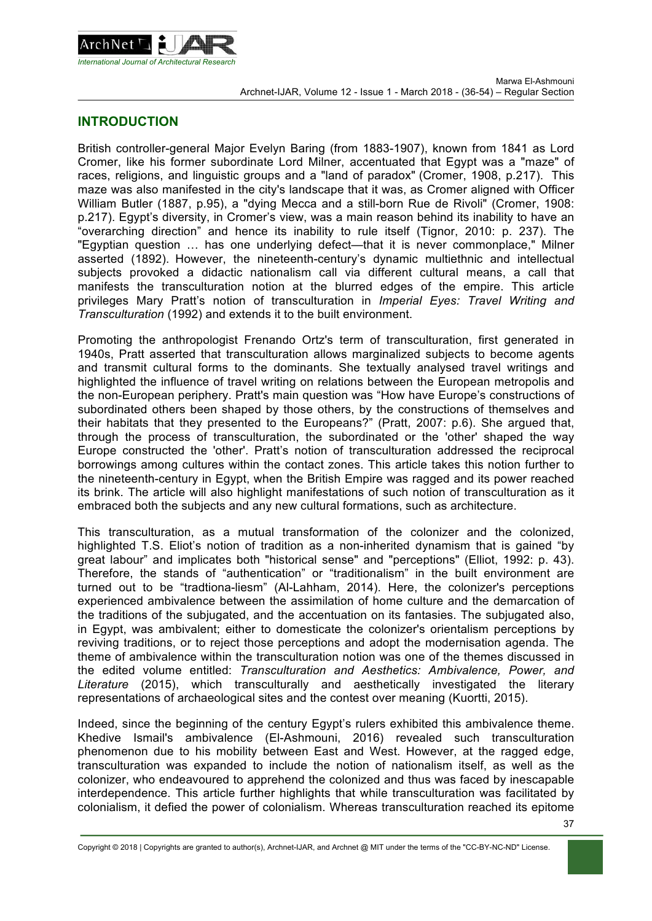## INTRODUCTION

British controller-general Major Evelyn Baring (from 1883-1907), known from 1841 as Lord Cromer, like his former subordinate Lord Milner, accentuated that Egypt was a "maze" of races, religions, and linguistic groups and a "land of paradox" (Cromer, 1908, p.217). This maze was also manifested in the city's landscape that it was, as Cromer aligned with Officer William Butler (1887, p.95), a "dying Mecca and a still-born Rue de Rivoli" (Cromer, 1908: p.217). Egypt's diversity, in Cromer's view, was a main reason behind its inability to have an "overarching direction" and hence its inability to rule itself (Tignor, 2010: p. 237). The "Egyptian question … has one underlying defect—that it is never commonplace," Milner asserted (1892). However, the nineteenth-century's dynamic multiethnic and intellectual subjects provoked a didactic nationalism call via different cultural means, a call that manifests the transculturation notion at the blurred edges of the empire. This article privileges Mary Pratt's notion of transculturation in *Imperial Eyes: Travel Writing and Transculturation* (1992) and extends it to the built environment.

Promoting the anthropologist Frenando Ortz's term of transculturation, first generated in 1940s, Pratt asserted that transculturation allows marginalized subjects to become agents and transmit cultural forms to the dominants. She textually analysed travel writings and highlighted the influence of travel writing on relations between the European metropolis and the non-European periphery. Pratt's main question was "How have Europe's constructions of subordinated others been shaped by those others, by the constructions of themselves and their habitats that they presented to the Europeans?" (Pratt, 2007: p.6). She argued that, through the process of transculturation, the subordinated or the 'other' shaped the way Europe constructed the 'other'. Pratt's notion of transculturation addressed the reciprocal borrowings among cultures within the contact zones. This article takes this notion further to the nineteenth-century in Egypt, when the British Empire was ragged and its power reached its brink. The article will also highlight manifestations of such notion of transculturation as it embraced both the subjects and any new cultural formations, such as architecture.

This transculturation, as a mutual transformation of the colonizer and the colonized, highlighted T.S. Eliot's notion of tradition as a non-inherited dynamism that is gained "by great labour" and implicates both "historical sense" and "perceptions" (Elliot, 1992: p. 43). Therefore, the stands of "authentication" or "traditionalism" in the built environment are turned out to be "tradtiona-liesm" (Al-Lahham, 2014). Here, the colonizer's perceptions experienced ambivalence between the assimilation of home culture and the demarcation of the traditions of the subjugated, and the accentuation on its fantasies. The subjugated also, in Egypt, was ambivalent; either to domesticate the colonizer's orientalism perceptions by reviving traditions, or to reject those perceptions and adopt the modernisation agenda. The theme of ambivalence within the transculturation notion was one of the themes discussed in the edited volume entitled: *Transculturation and Aesthetics: Ambivalence, Power, and Literature* (2015), which transculturally and aesthetically investigated the literary representations of archaeological sites and the contest over meaning (Kuortti, 2015).

Indeed, since the beginning of the century Egypt's rulers exhibited this ambivalence theme. Khedive Ismail's ambivalence (El-Ashmouni, 2016) revealed such transculturation phenomenon due to his mobility between East and West. However, at the ragged edge, transculturation was expanded to include the notion of nationalism itself, as well as the colonizer, who endeavoured to apprehend the colonized and thus was faced by inescapable interdependence. This article further highlights that while transculturation was facilitated by colonialism, it defied the power of colonialism. Whereas transculturation reached its epitome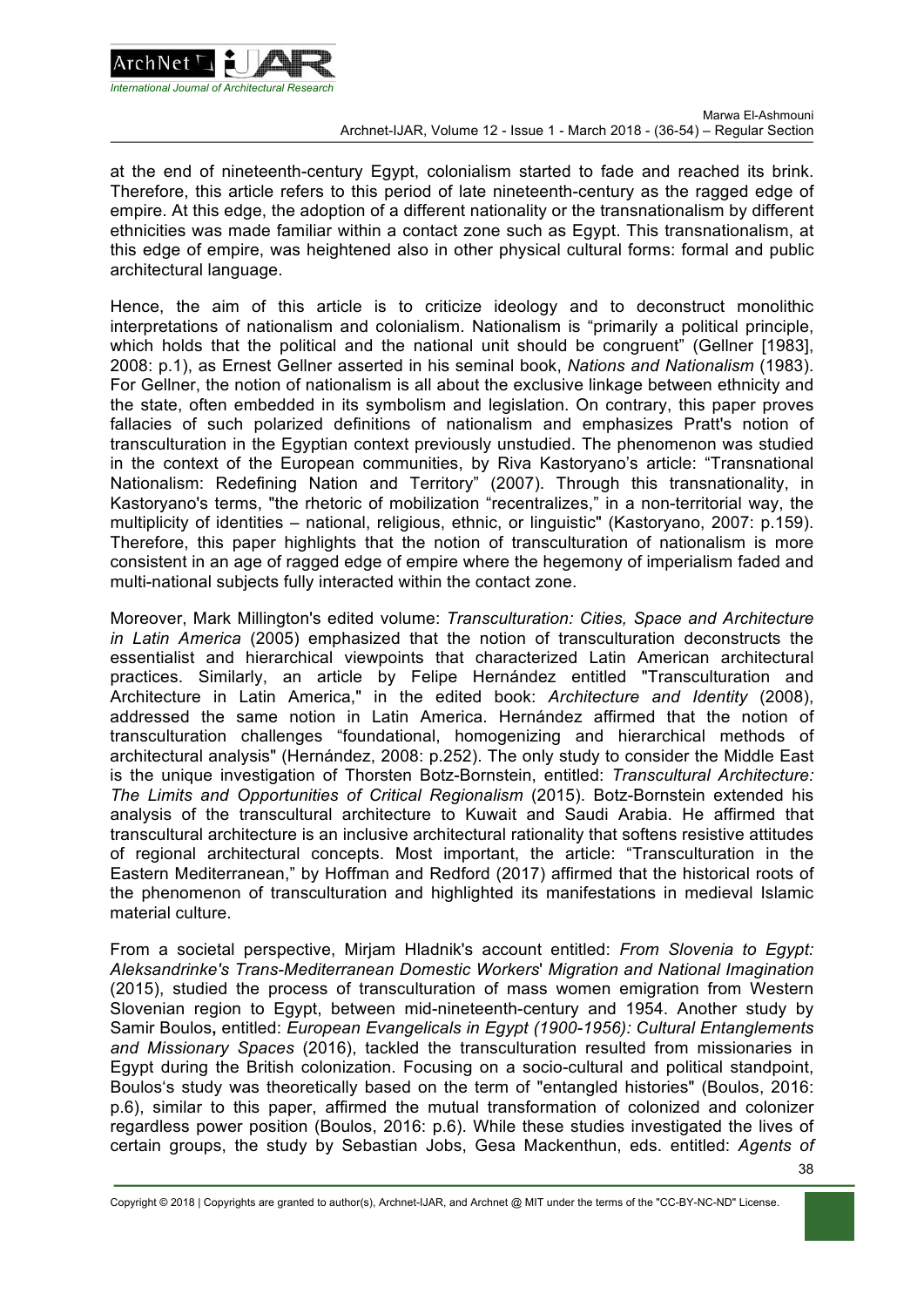at the end of nineteenth-century Egypt, colonialism started to fade and reached its brink. Therefore, this article refers to this period of late nineteenth-century as the ragged edge of empire. At this edge, the adoption of a different nationality or the transnationalism by different ethnicities was made familiar within a contact zone such as Egypt. This transnationalism, at this edge of empire, was heightened also in other physical cultural forms: formal and public architectural language.

Hence, the aim of this article is to criticize ideology and to deconstruct monolithic interpretations of nationalism and colonialism. Nationalism is "primarily a political principle, which holds that the political and the national unit should be congruent" (Gellner [1983], 2008: p.1), as Ernest Gellner asserted in his seminal book, *Nations and Nationalism* (1983). For Gellner, the notion of nationalism is all about the exclusive linkage between ethnicity and the state, often embedded in its symbolism and legislation. On contrary, this paper proves fallacies of such polarized definitions of nationalism and emphasizes Pratt's notion of transculturation in the Egyptian context previously unstudied. The phenomenon was studied in the context of the European communities, by Riva Kastoryano's article: "Transnational Nationalism: Redefining Nation and Territory" (2007). Through this transnationality, in Kastoryano's terms, "the rhetoric of mobilization "recentralizes," in a non-territorial way, the multiplicity of identities – national, religious, ethnic, or linguistic" (Kastoryano, 2007: p.159). Therefore, this paper highlights that the notion of transculturation of nationalism is more consistent in an age of ragged edge of empire where the hegemony of imperialism faded and multi-national subjects fully interacted within the contact zone.

Moreover, Mark Millington's edited volume: *Transculturation: Cities, Space and Architecture in Latin America* (2005) emphasized that the notion of transculturation deconstructs the essentialist and hierarchical viewpoints that characterized Latin American architectural practices. Similarly, an article by Felipe Hernández entitled "Transculturation and Architecture in Latin America," in the edited book: *Architecture and Identity* (2008), addressed the same notion in Latin America. Hernández affirmed that the notion of transculturation challenges "foundational, homogenizing and hierarchical methods of architectural analysis" (Hernández, 2008: p.252). The only study to consider the Middle East is the unique investigation of Thorsten Botz-Bornstein, entitled: *Transcultural Architecture: The Limits and Opportunities of Critical Regionalism* (2015). Botz-Bornstein extended his analysis of the transcultural architecture to Kuwait and Saudi Arabia. He affirmed that transcultural architecture is an inclusive architectural rationality that softens resistive attitudes of regional architectural concepts. Most important, the article: "Transculturation in the Eastern Mediterranean," by Hoffman and Redford (2017) affirmed that the historical roots of the phenomenon of transculturation and highlighted its manifestations in medieval Islamic material culture.

From a societal perspective, Mirjam Hladnik's account entitled: *From Slovenia to Egypt: Aleksandrinke's Trans-Mediterranean Domestic Workers' Migration and National Imagination* (2015), studied the process of transculturation of mass women emigration from Western Slovenian region to Egypt, between mid-nineteenth-century and 1954. Another study by Samir Boulos**,** entitled: *European Evangelicals in Egypt (1900-1956): Cultural Entanglements and Missionary Spaces* (2016), tackled the transculturation resulted from missionaries in Egypt during the British colonization. Focusing on a socio-cultural and political standpoint, Boulos's study was theoretically based on the term of "entangled histories" (Boulos, 2016: p.6), similar to this paper, affirmed the mutual transformation of colonized and colonizer regardless power position (Boulos, 2016: p.6). While these studies investigated the lives of certain groups, the study by Sebastian Jobs, Gesa Mackenthun, eds. entitled: *Agents of*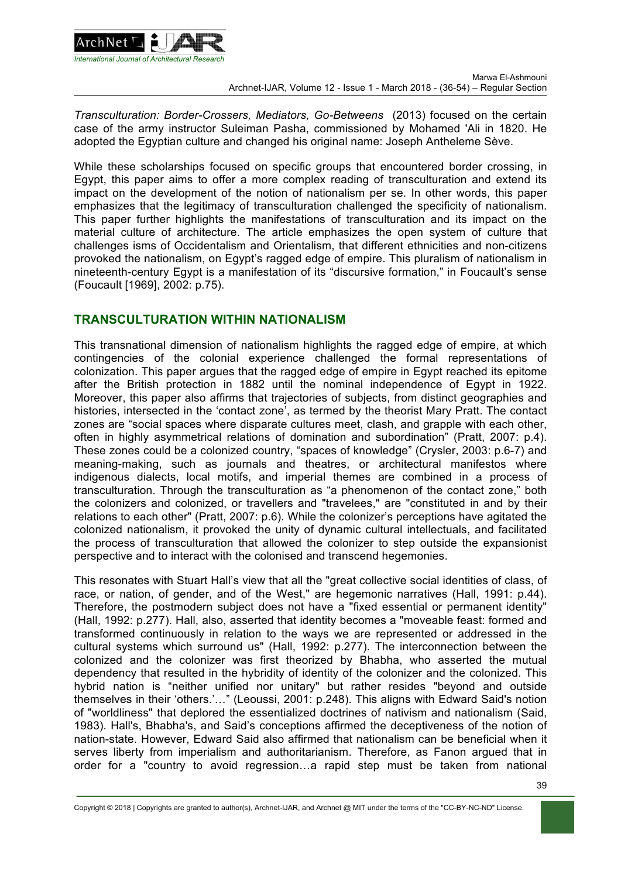*Transculturation: Border-Crossers, Mediators, Go-Betweens* (2013) focused on the certain case of the army instructor Suleiman Pasha, commissioned by Mohamed 'Ali in 1820. He adopted the Egyptian culture and changed his original name: Joseph Antheleme Sève.

While these scholarships focused on specific groups that encountered border crossing, in Egypt, this paper aims to offer a more complex reading of transculturation and extend its impact on the development of the notion of nationalism per se. In other words, this paper emphasizes that the legitimacy of transculturation challenged the specificity of nationalism. This paper further highlights the manifestations of transculturation and its impact on the material culture of architecture. The article emphasizes the open system of culture that challenges isms of Occidentalism and Orientalism, that different ethnicities and non-citizens provoked the nationalism, on Egypt's ragged edge of empire. This pluralism of nationalism in nineteenth-century Egypt is a manifestation of its "discursive formation," in Foucault's sense (Foucault [1969], 2002: p.75).

## TRANSCULTURATION WITHIN NATIONALISM

This transnational dimension of nationalism highlights the ragged edge of empire, at which contingencies of the colonial experience challenged the formal representations of colonization. This paper argues that the ragged edge of empire in Egypt reached its epitome after the British protection in 1882 until the nominal independence of Egypt in 1922. Moreover, this paper also affirms that trajectories of subjects, from distinct geographies and histories, intersected in the 'contact zone', as termed by the theorist Mary Pratt. The contact zones are "social spaces where disparate cultures meet, clash, and grapple with each other, often in highly asymmetrical relations of domination and subordination" (Pratt, 2007: p.4). These zones could be a colonized country, "spaces of knowledge" (Crysler, 2003: p.6-7) and meaning-making, such as journals and theatres, or architectural manifestos where indigenous dialects, local motifs, and imperial themes are combined in a process of transculturation. Through the transculturation as "a phenomenon of the contact zone," both the colonizers and colonized, or travellers and "travelees," are "constituted in and by their relations to each other" (Pratt, 2007: p.6). While the colonizer's perceptions have agitated the colonized nationalism, it provoked the unity of dynamic cultural intellectuals, and facilitated the process of transculturation that allowed the colonizer to step outside the expansionist perspective and to interact with the colonised and transcend hegemonies.

This resonates with Stuart Hall's view that all the "great collective social identities of class, of race, or nation, of gender, and of the West," are hegemonic narratives (Hall, 1991: p.44). Therefore, the postmodern subject does not have a "fixed essential or permanent identity" (Hall, 1992: p.277). Hall, also, asserted that identity becomes a "moveable feast: formed and transformed continuously in relation to the ways we are represented or addressed in the cultural systems which surround us" (Hall, 1992: p.277). The interconnection between the colonized and the colonizer was first theorized by Bhabha, who asserted the mutual dependency that resulted in the hybridity of identity of the colonizer and the colonized. This hybrid nation is "neither unified nor unitary" but rather resides "beyond and outside themselves in their 'others.'…" (Leoussi, 2001: p.248). This aligns with Edward Said's notion of "worldliness" that deplored the essentialized doctrines of nativism and nationalism (Said, 1983). Hall's, Bhabha's, and Said's conceptions affirmed the deceptiveness of the notion of nation-state. However, Edward Said also affirmed that nationalism can be beneficial when it serves liberty from imperialism and authoritarianism. Therefore, as Fanon argued that in order for a "country to avoid regression…a rapid step must be taken from national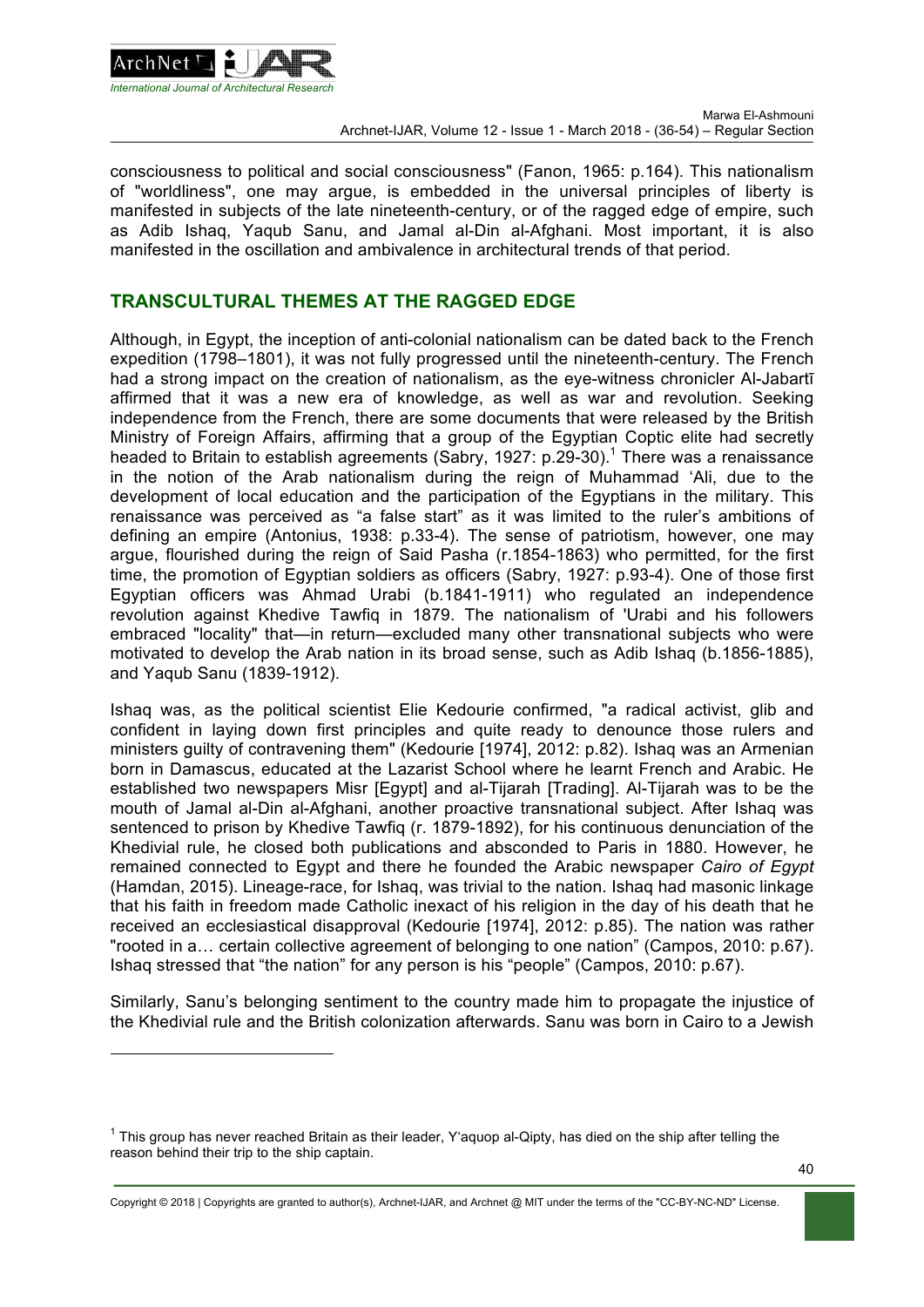consciousness to political and social consciousness" (Fanon, 1965: p.164). This nationalism of "worldliness", one may argue, is embedded in the universal principles of liberty is manifested in subjects of the late nineteenth-century, or of the ragged edge of empire, such as Adib Ishaq, Yaqub Sanu, and Jamal al-Din al-Afghani. Most important, it is also manifested in the oscillation and ambivalence in architectural trends of that period.

## TRANSCULTURAL THEMES AT THE RAGGED EDGE

Although, in Egypt, the inception of anti-colonial nationalism can be dated back to the French expedition (1798–1801), it was not fully progressed until the nineteenth-century. The French had a strong impact on the creation of nationalism, as the eye-witness chronicler Al-Jabartī affirmed that it was a new era of knowledge, as well as war and revolution. Seeking independence from the French, there are some documents that were released by the British Ministry of Foreign Affairs, affirming that a group of the Egyptian Coptic elite had secretly headed to Britain to establish agreements (Sabry, 1927: p.29-30).[1] There was a renaissance in the notion of the Arab nationalism during the reign of Muhammad ʻAli, due to the development of local education and the participation of the Egyptians in the military. This renaissance was perceived as "a false start" as it was limited to the ruler's ambitions of defining an empire (Antonius, 1938: p.33-4). The sense of patriotism, however, one may argue, flourished during the reign of Said Pasha (r.1854-1863) who permitted, for the first time, the promotion of Egyptian soldiers as officers (Sabry, 1927: p.93-4). One of those first Egyptian officers was Ahmad Urabi (b.1841-1911) who regulated an independence revolution against Khedive Tawfiq in 1879. The nationalism of 'Urabi and his followers embraced "locality" that—in return—excluded many other transnational subjects who were motivated to develop the Arab nation in its broad sense, such as Adib Ishaq (b.1856-1885), and Yaqub Sanu (1839-1912).

Ishaq was, as the political scientist Elie Kedourie confirmed, "a radical activist, glib and confident in laying down first principles and quite ready to denounce those rulers and ministers guilty of contravening them" (Kedourie [1974], 2012: p.82). Ishaq was an Armenian born in Damascus, educated at the Lazarist School where he learnt French and Arabic. He established two newspapers Misr [Egypt] and al-Tijarah [Trading]. Al-Tijarah was to be the mouth of Jamal al-Din al-Afghani, another proactive transnational subject. After Ishaq was sentenced to prison by Khedive Tawfiq (r. 1879-1892), for his continuous denunciation of the Khedivial rule, he closed both publications and absconded to Paris in 1880. However, he remained connected to Egypt and there he founded the Arabic newspaper *Cairo of Egypt* (Hamdan, 2015). Lineage-race, for Ishaq, was trivial to the nation. Ishaq had masonic linkage that his faith in freedom made Catholic inexact of his religion in the day of his death that he received an ecclesiastical disapproval (Kedourie [1974], 2012: p.85). The nation was rather "rooted in a… certain collective agreement of belonging to one nation" (Campos, 2010: p.67). Ishaq stressed that "the nation" for any person is his "people" (Campos, 2010: p.67).

Similarly, Sanu's belonging sentiment to the country made him to propagate the injustice of the Khedivial rule and the British colonization afterwards. Sanu was born in Cairo to a Jewish

[1] This group has never reached Britain as their leader, Y'aquop al-Qipty, has died on the ship after telling the reason behind their trip to the ship captain.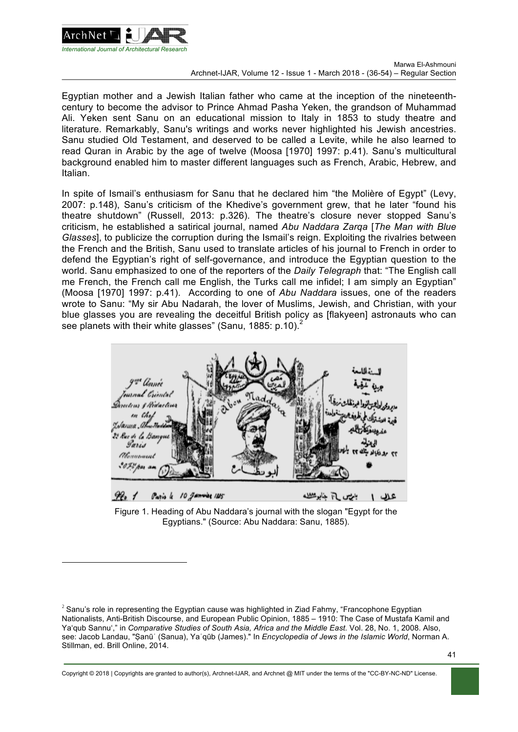Egyptian mother and a Jewish Italian father who came at the inception of the nineteenth-century to become the advisor to Prince Ahmad Pasha Yeken, the grandson of Muhammad Ali. Yeken sent Sanu on an educational mission to Italy in 1853 to study theatre and literature. Remarkably, Sanu's writings and works never highlighted his Jewish ancestries. Sanu studied Old Testament, and deserved to be called a Levite, while he also learned to read Quran in Arabic by the age of twelve (Moosa [1970] 1997: p.41). Sanu's multicultural background enabled him to master different languages such as French, Arabic, Hebrew, and Italian.

In spite of Ismail's enthusiasm for Sanu that he declared him "the Molière of Egypt" (Levy, 2007: p.148), Sanu's criticism of the Khedive's government grew, that he later "found his theatre shutdown" (Russell, 2013: p.326). The theatre's closure never stopped Sanu's criticism, he established a satirical journal, named *Abu Naddara Zarqa* [*The Man with Blue Glasses*], to publicize the corruption during the Ismail's reign. Exploiting the rivalries between the French and the British, Sanu used to translate articles of his journal to French in order to defend the Egyptian's right of self-governance, and introduce the Egyptian question to the world. Sanu emphasized to one of the reporters of the *Daily Telegraph* that: "The English call me French, the French call me English, the Turks call me infidel; I am simply an Egyptian" (Moosa [1970] 1997: p.41). According to one of *Abu Naddara* issues, one of the readers wrote to Sanu: "My sir Abu Nadarah, the lover of Muslims, Jewish, and Christian, with your blue glasses you are revealing the deceitful British policy as [flakyeen] astronauts who can see planets with their white glasses" (Sanu, 1885: p.10).[2]

Figure 1. Heading of Abu Naddara's journal with the slogan "Egypt for the Egyptians." (Source: Abu Naddara: Sanu, 1885).

[2] Sanu's role in representing the Egyptian cause was highlighted in Ziad Fahmy, "Francophone Egyptian Nationalists, Anti-British Discourse, and European Public Opinion, 1885 – 1910: The Case of Mustafa Kamil and Ya'qub Sannu'," in *Comparative Studies of South Asia, Africa and the Middle East*. Vol. 28, No. 1, 2008. Also, see: Jacob Landau, "Ṣanūʿ (Sanua), Yaʿqūb (James)." In *Encyclopedia of Jews in the Islamic World*, Norman A. Stillman, ed. Brill Online, 2014.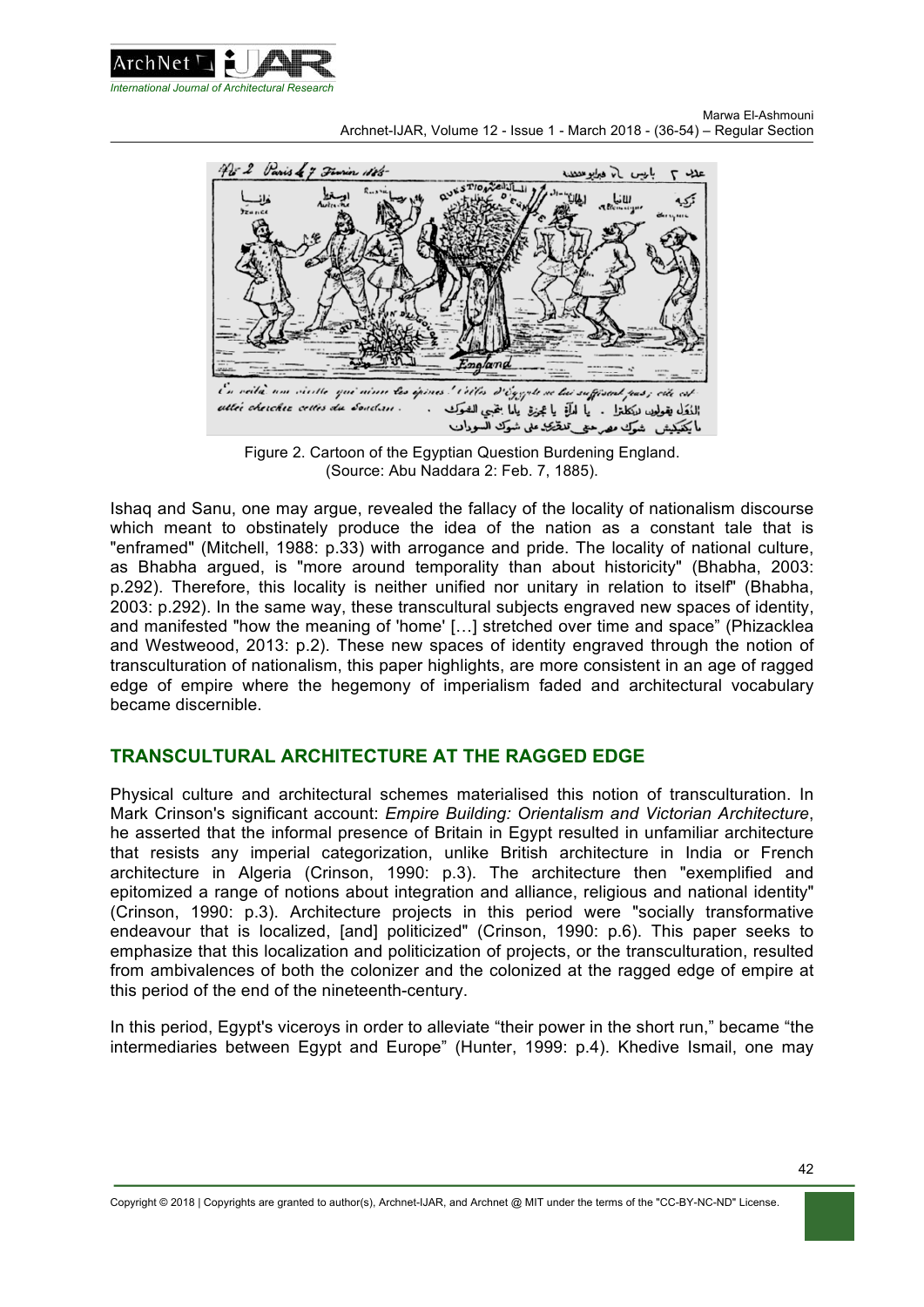Figure 2. Cartoon of the Egyptian Question Burdening England.
(Source: Abu Naddara 2: Feb. 7, 1885).

Ishaq and Sanu, one may argue, revealed the fallacy of the locality of nationalism discourse which meant to obstinately produce the idea of the nation as a constant tale that is "enframed" (Mitchell, 1988: p.33) with arrogance and pride. The locality of national culture, as Bhabha argued, is "more around temporality than about historicity" (Bhabha, 2003: p.292). Therefore, this locality is neither unified nor unitary in relation to itself" (Bhabha, 2003: p.292). In the same way, these transcultural subjects engraved new spaces of identity, and manifested "how the meaning of 'home' […] stretched over time and space" (Phizacklea and Westweood, 2013: p.2). These new spaces of identity engraved through the notion of transculturation of nationalism, this paper highlights, are more consistent in an age of ragged edge of empire where the hegemony of imperialism faded and architectural vocabulary became discernible.

## TRANSCULTURAL ARCHITECTURE AT THE RAGGED EDGE

Physical culture and architectural schemes materialised this notion of transculturation. In Mark Crinson's significant account: *Empire Building: Orientalism and Victorian Architecture*, he asserted that the informal presence of Britain in Egypt resulted in unfamiliar architecture that resists any imperial categorization, unlike British architecture in India or French architecture in Algeria (Crinson, 1990: p.3). The architecture then "exemplified and epitomized a range of notions about integration and alliance, religious and national identity" (Crinson, 1990: p.3). Architecture projects in this period were "socially transformative endeavour that is localized, [and] politicized" (Crinson, 1990: p.6). This paper seeks to emphasize that this localization and politicization of projects, or the transculturation, resulted from ambivalences of both the colonizer and the colonized at the ragged edge of empire at this period of the end of the nineteenth-century.

In this period, Egypt's viceroys in order to alleviate "their power in the short run," became "the intermediaries between Egypt and Europe" (Hunter, 1999: p.4). Khedive Ismail, one may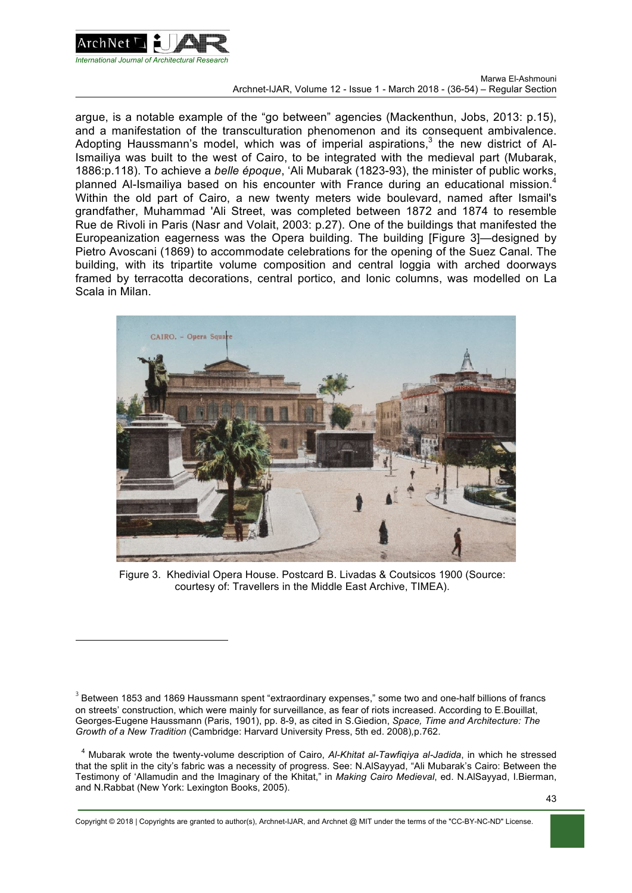argue, is a notable example of the "go between" agencies (Mackenthun, Jobs, 2013: p.15), and a manifestation of the transculturation phenomenon and its consequent ambivalence. Adopting Haussmann's model, which was of imperial aspirations,[3] the new district of Al-Ismailiya was built to the west of Cairo, to be integrated with the medieval part (Mubarak, 1886:p.118). To achieve a *belle époque*, 'Ali Mubarak (1823-93), the minister of public works, planned Al-Ismailiya based on his encounter with France during an educational mission.[4] Within the old part of Cairo, a new twenty meters wide boulevard, named after Ismail's grandfather, Muhammad 'Ali Street, was completed between 1872 and 1874 to resemble Rue de Rivoli in Paris (Nasr and Volait, 2003: p.27). One of the buildings that manifested the Europeanization eagerness was the Opera building. The building [Figure 3]—designed by Pietro Avoscani (1869) to accommodate celebrations for the opening of the Suez Canal. The building, with its tripartite volume composition and central loggia with arched doorways framed by terracotta decorations, central portico, and Ionic columns, was modelled on La Scala in Milan.

Figure 3. Khedivial Opera House. Postcard B. Livadas & Coutsicos 1900 (Source: courtesy of: Travellers in the Middle East Archive, TIMEA).

[3] Between 1853 and 1869 Haussmann spent "extraordinary expenses," some two and one-half billions of francs on streets' construction, which were mainly for surveillance, as fear of riots increased. According to E.Bouillat, Georges-Eugene Haussmann (Paris, 1901), pp. 8-9, as cited in S.Giedion, *Space, Time and Architecture: The Growth of a New Tradition* (Cambridge: Harvard University Press, 5th ed. 2008),p.762.

[4] Mubarak wrote the twenty-volume description of Cairo, *Al-Khitat al-Tawfiqiya al-Jadida*, in which he stressed that the split in the city's fabric was a necessity of progress. See: N.AlSayyad, "Ali Mubarak's Cairo: Between the Testimony of 'Allamudin and the Imaginary of the Khitat," in *Making Cairo Medieval*, ed. N.AlSayyad, I.Bierman, and N.Rabbat (New York: Lexington Books, 2005).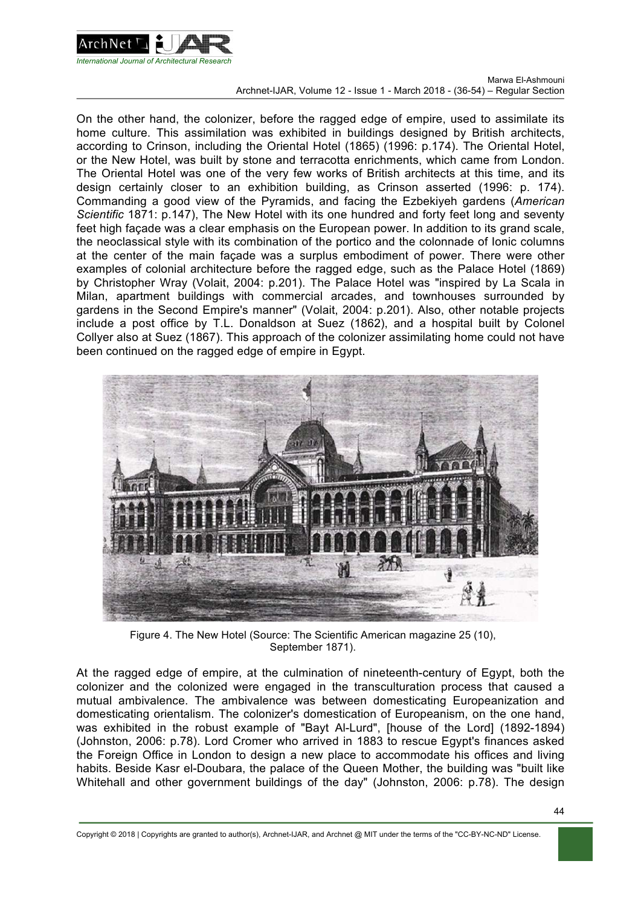On the other hand, the colonizer, before the ragged edge of empire, used to assimilate its home culture. This assimilation was exhibited in buildings designed by British architects, according to Crinson, including the Oriental Hotel (1865) (1996: p.174). The Oriental Hotel, or the New Hotel, was built by stone and terracotta enrichments, which came from London. The Oriental Hotel was one of the very few works of British architects at this time, and its design certainly closer to an exhibition building, as Crinson asserted (1996: p. 174). Commanding a good view of the Pyramids, and facing the Ezbekiyeh gardens (*American Scientific* 1871: p.147), The New Hotel with its one hundred and forty feet long and seventy feet high façade was a clear emphasis on the European power. In addition to its grand scale, the neoclassical style with its combination of the portico and the colonnade of Ionic columns at the center of the main façade was a surplus embodiment of power. There were other examples of colonial architecture before the ragged edge, such as the Palace Hotel (1869) by Christopher Wray (Volait, 2004: p.201). The Palace Hotel was "inspired by La Scala in Milan, apartment buildings with commercial arcades, and townhouses surrounded by gardens in the Second Empire's manner" (Volait, 2004: p.201). Also, other notable projects include a post office by T.L. Donaldson at Suez (1862), and a hospital built by Colonel Collyer also at Suez (1867). This approach of the colonizer assimilating home could not have been continued on the ragged edge of empire in Egypt.

Figure 4. The New Hotel (Source: The Scientific American magazine 25 (10), September 1871).

At the ragged edge of empire, at the culmination of nineteenth-century of Egypt, both the colonizer and the colonized were engaged in the transculturation process that caused a mutual ambivalence. The ambivalence was between domesticating Europeanization and domesticating orientalism. The colonizer's domestication of Europeanism, on the one hand, was exhibited in the robust example of "Bayt Al-Lurd", [house of the Lord] (1892-1894) (Johnston, 2006: p.78). Lord Cromer who arrived in 1883 to rescue Egypt's finances asked the Foreign Office in London to design a new place to accommodate his offices and living habits. Beside Kasr el-Doubara, the palace of the Queen Mother, the building was "built like Whitehall and other government buildings of the day" (Johnston, 2006: p.78). The design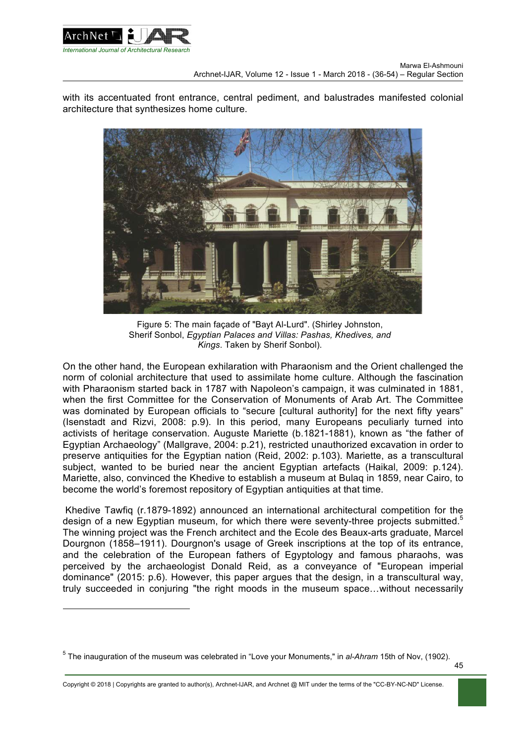with its accentuated front entrance, central pediment, and balustrades manifested colonial architecture that synthesizes home culture.

Figure 5: The main façade of "Bayt Al-Lurd". (Shirley Johnston, Sherif Sonbol, *Egyptian Palaces and Villas: Pashas, Khedives, and Kings*. Taken by Sherif Sonbol).

On the other hand, the European exhilaration with Pharaonism and the Orient challenged the norm of colonial architecture that used to assimilate home culture. Although the fascination with Pharaonism started back in 1787 with Napoleon's campaign, it was culminated in 1881, when the first Committee for the Conservation of Monuments of Arab Art. The Committee was dominated by European officials to "secure [cultural authority] for the next fifty years" (Isenstadt and Rizvi, 2008: p.9). In this period, many Europeans peculiarly turned into activists of heritage conservation. Auguste Mariette (b.1821-1881), known as "the father of Egyptian Archaeology" (Mallgrave, 2004: p.21), restricted unauthorized excavation in order to preserve antiquities for the Egyptian nation (Reid, 2002: p.103). Mariette, as a transcultural subject, wanted to be buried near the ancient Egyptian artefacts (Haikal, 2009: p.124). Mariette, also, convinced the Khedive to establish a museum at Bulaq in 1859, near Cairo, to become the world's foremost repository of Egyptian antiquities at that time.

Khedive Tawfiq (r.1879-1892) announced an international architectural competition for the design of a new Egyptian museum, for which there were seventy-three projects submitted.[5] The winning project was the French architect and the Ecole des Beaux-arts graduate, Marcel Dourgnon (1858–1911). Dourgnon's usage of Greek inscriptions at the top of its entrance, and the celebration of the European fathers of Egyptology and famous pharaohs, was perceived by the archaeologist Donald Reid, as a conveyance of "European imperial dominance" (2015: p.6). However, this paper argues that the design, in a transcultural way, truly succeeded in conjuring "the right moods in the museum space…without necessarily

[5] The inauguration of the museum was celebrated in "Love your Monuments," in *al-Ahram* 15th of Nov, (1902).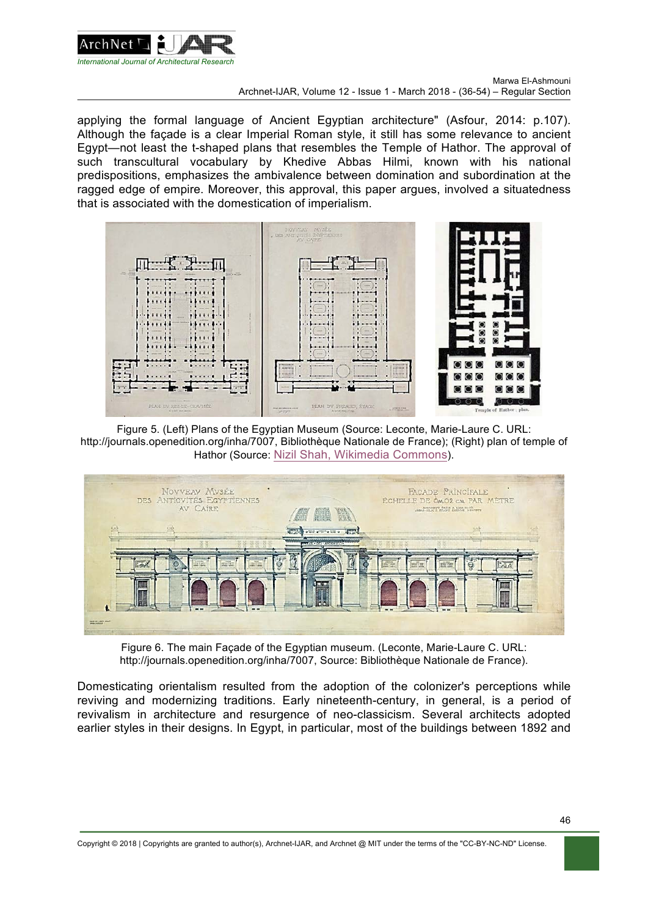applying the formal language of Ancient Egyptian architecture" (Asfour, 2014: p.107). Although the façade is a clear Imperial Roman style, it still has some relevance to ancient Egypt—not least the t-shaped plans that resembles the Temple of Hathor. The approval of such transcultural vocabulary by Khedive Abbas Hilmi, known with his national predispositions, emphasizes the ambivalence between domination and subordination at the ragged edge of empire. Moreover, this approval, this paper argues, involved a situatedness that is associated with the domestication of imperialism.

Figure 5. (Left) Plans of the Egyptian Museum (Source: Leconte, Marie-Laure C. URL: http://journals.openedition.org/inha/7007, Bibliothèque Nationale de France); (Right) plan of temple of Hathor (Source: Nizil Shah, Wikimedia Commons).

Figure 6. The main Façade of the Egyptian museum. (Leconte, Marie-Laure C. URL: http://journals.openedition.org/inha/7007, Source: Bibliothèque Nationale de France).

Domesticating orientalism resulted from the adoption of the colonizer's perceptions while reviving and modernizing traditions. Early nineteenth-century, in general, is a period of revivalism in architecture and resurgence of neo-classicism. Several architects adopted earlier styles in their designs. In Egypt, in particular, most of the buildings between 1892 and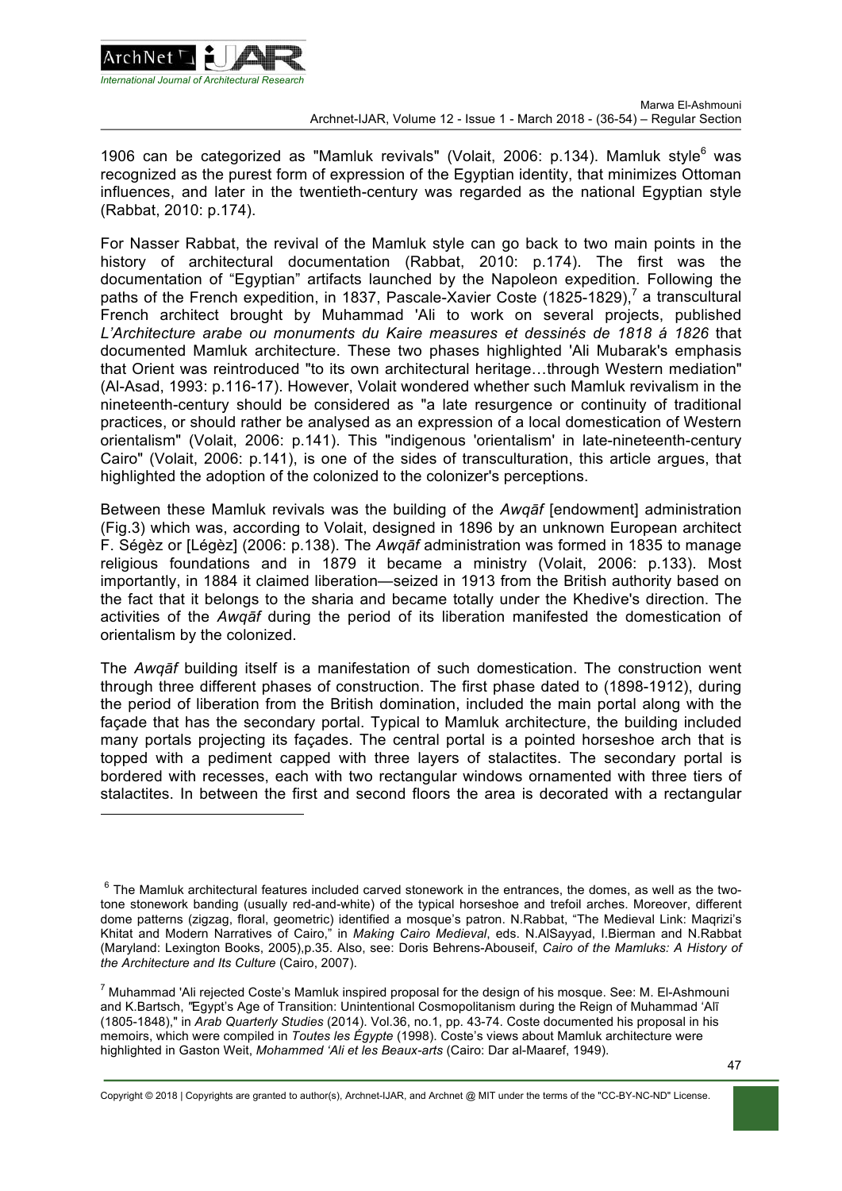1906 can be categorized as "Mamluk revivals" (Volait, 2006: p.134). Mamluk style[6] was recognized as the purest form of expression of the Egyptian identity, that minimizes Ottoman influences, and later in the twentieth-century was regarded as the national Egyptian style (Rabbat, 2010: p.174).

For Nasser Rabbat, the revival of the Mamluk style can go back to two main points in the history of architectural documentation (Rabbat, 2010: p.174). The first was the documentation of "Egyptian" artifacts launched by the Napoleon expedition. Following the paths of the French expedition, in 1837, Pascale-Xavier Coste (1825-1829),[7] a transcultural French architect brought by Muhammad 'Ali to work on several projects, published *L'Architecture arabe ou monuments du Kaire measures et dessinés de 1818 á 1826* that documented Mamluk architecture. These two phases highlighted 'Ali Mubarak's emphasis that Orient was reintroduced "to its own architectural heritage…through Western mediation" (Al-Asad, 1993: p.116-17). However, Volait wondered whether such Mamluk revivalism in the nineteenth-century should be considered as "a late resurgence or continuity of traditional practices, or should rather be analysed as an expression of a local domestication of Western orientalism" (Volait, 2006: p.141). This "indigenous 'orientalism' in late-nineteenth-century Cairo" (Volait, 2006: p.141), is one of the sides of transculturation, this article argues, that highlighted the adoption of the colonized to the colonizer's perceptions.

Between these Mamluk revivals was the building of the *Awqāf* [endowment] administration (Fig.3) which was, according to Volait, designed in 1896 by an unknown European architect F. Ségèz or [Légèz] (2006: p.138). The *Awqāf* administration was formed in 1835 to manage religious foundations and in 1879 it became a ministry (Volait, 2006: p.133). Most importantly, in 1884 it claimed liberation—seized in 1913 from the British authority based on the fact that it belongs to the sharia and became totally under the Khedive's direction. The activities of the *Awqāf* during the period of its liberation manifested the domestication of orientalism by the colonized.

The *Awqāf* building itself is a manifestation of such domestication. The construction went through three different phases of construction. The first phase dated to (1898-1912), during the period of liberation from the British domination, included the main portal along with the façade that has the secondary portal. Typical to Mamluk architecture, the building included many portals projecting its façades. The central portal is a pointed horseshoe arch that is topped with a pediment capped with three layers of stalactites. The secondary portal is bordered with recesses, each with two rectangular windows ornamented with three tiers of stalactites. In between the first and second floors the area is decorated with a rectangular

---

[6] The Mamluk architectural features included carved stonework in the entrances, the domes, as well as the two-tone stonework banding (usually red-and-white) of the typical horseshoe and trefoil arches. Moreover, different dome patterns (zigzag, floral, geometric) identified a mosque's patron. N.Rabbat, "The Medieval Link: Maqrizi's Khitat and Modern Narratives of Cairo," in *Making Cairo Medieval*, eds. N.AlSayyad, I.Bierman and N.Rabbat (Maryland: Lexington Books, 2005),p.35. Also, see: Doris Behrens-Abouseif, *Cairo of the Mamluks: A History of the Architecture and Its Culture* (Cairo, 2007).

[7] Muhammad 'Ali rejected Coste's Mamluk inspired proposal for the design of his mosque. See: M. El-Ashmouni and K.Bartsch, "Egypt's Age of Transition: Unintentional Cosmopolitanism during the Reign of Muhammad 'Alī (1805-1848)," in *Arab Quarterly Studies* (2014). Vol.36, no.1, pp. 43-74. Coste documented his proposal in his memoirs, which were compiled in *Toutes les Égypte* (1998). Coste's views about Mamluk architecture were highlighted in Gaston Weit, *Mohammed 'Ali et les Beaux-arts* (Cairo: Dar al-Maaref, 1949).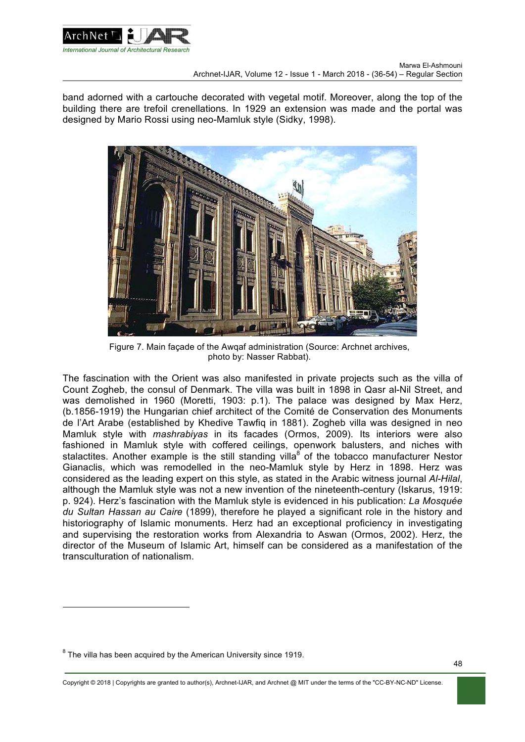band adorned with a cartouche decorated with vegetal motif. Moreover, along the top of the building there are trefoil crenellations. In 1929 an extension was made and the portal was designed by Mario Rossi using neo-Mamluk style (Sidky, 1998).

Figure 7. Main façade of the Awqaf administration (Source: Archnet archives, photo by: Nasser Rabbat).

The fascination with the Orient was also manifested in private projects such as the villa of Count Zogheb, the consul of Denmark. The villa was built in 1898 in Qasr al-Nil Street, and was demolished in 1960 (Moretti, 1903: p.1). The palace was designed by Max Herz, (b.1856-1919) the Hungarian chief architect of the Comité de Conservation des Monuments de l'Art Arabe (established by Khedive Tawfiq in 1881). Zogheb villa was designed in neo Mamluk style with *mashrabiyas* in its facades (Ormos, 2009). Its interiors were also fashioned in Mamluk style with coffered ceilings, openwork balusters, and niches with stalactites. Another example is the still standing villa[8] of the tobacco manufacturer Nestor Gianaclis, which was remodelled in the neo-Mamluk style by Herz in 1898. Herz was considered as the leading expert on this style, as stated in the Arabic witness journal *Al-Hilal*, although the Mamluk style was not a new invention of the nineteenth-century (Iskarus, 1919: p. 924). Herz's fascination with the Mamluk style is evidenced in his publication: *La Mosquée du Sultan Hassan au Caire* (1899), therefore he played a significant role in the history and historiography of Islamic monuments. Herz had an exceptional proficiency in investigating and supervising the restoration works from Alexandria to Aswan (Ormos, 2002). Herz, the director of the Museum of Islamic Art, himself can be considered as a manifestation of the transculturation of nationalism.

[8] The villa has been acquired by the American University since 1919.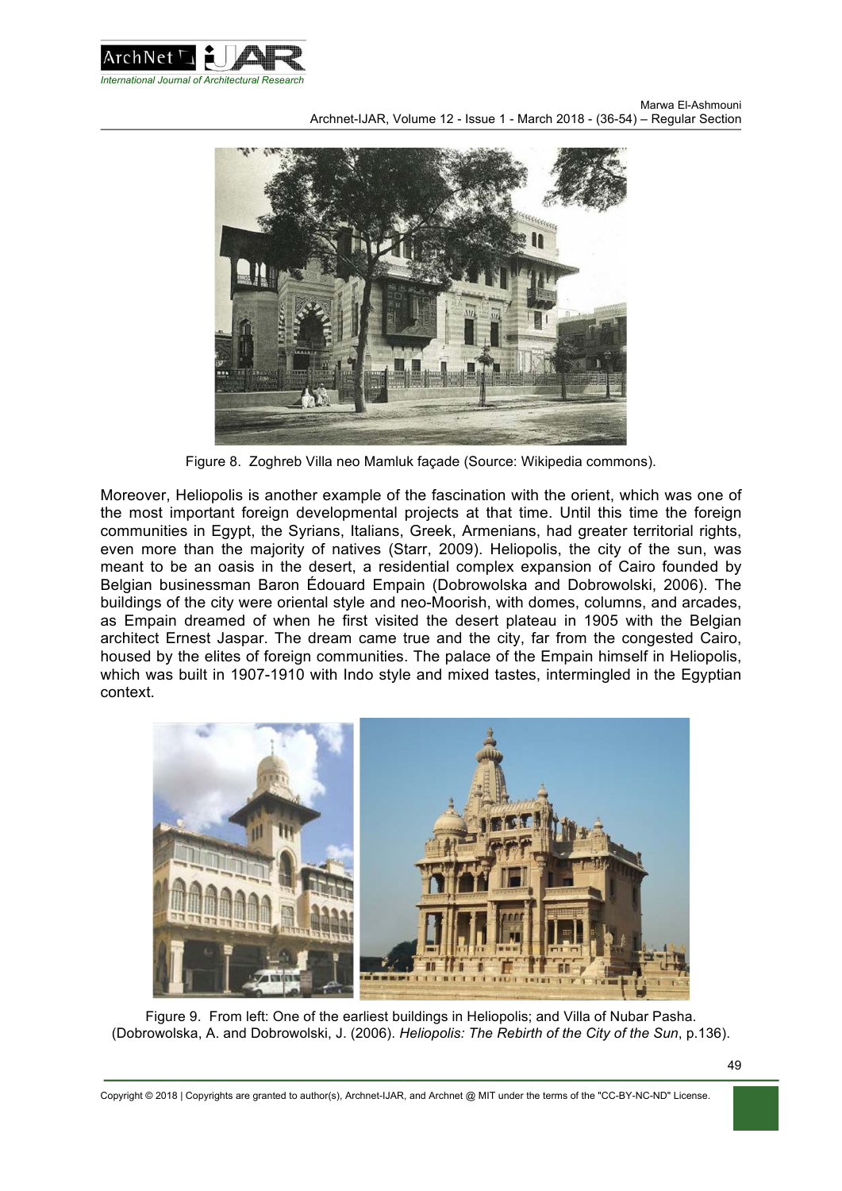Figure 8. Zoghreb Villa neo Mamluk façade (Source: Wikipedia commons).

Moreover, Heliopolis is another example of the fascination with the orient, which was one of the most important foreign developmental projects at that time. Until this time the foreign communities in Egypt, the Syrians, Italians, Greek, Armenians, had greater territorial rights, even more than the majority of natives (Starr, 2009). Heliopolis, the city of the sun, was meant to be an oasis in the desert, a residential complex expansion of Cairo founded by Belgian businessman Baron Édouard Empain (Dobrowolska and Dobrowolski, 2006). The buildings of the city were oriental style and neo-Moorish, with domes, columns, and arcades, as Empain dreamed of when he first visited the desert plateau in 1905 with the Belgian architect Ernest Jaspar. The dream came true and the city, far from the congested Cairo, housed by the elites of foreign communities. The palace of the Empain himself in Heliopolis, which was built in 1907-1910 with Indo style and mixed tastes, intermingled in the Egyptian context.

Figure 9. From left: One of the earliest buildings in Heliopolis; and Villa of Nubar Pasha. (Dobrowolska, A. and Dobrowolski, J. (2006). *Heliopolis: The Rebirth of the City of the Sun*, p.136).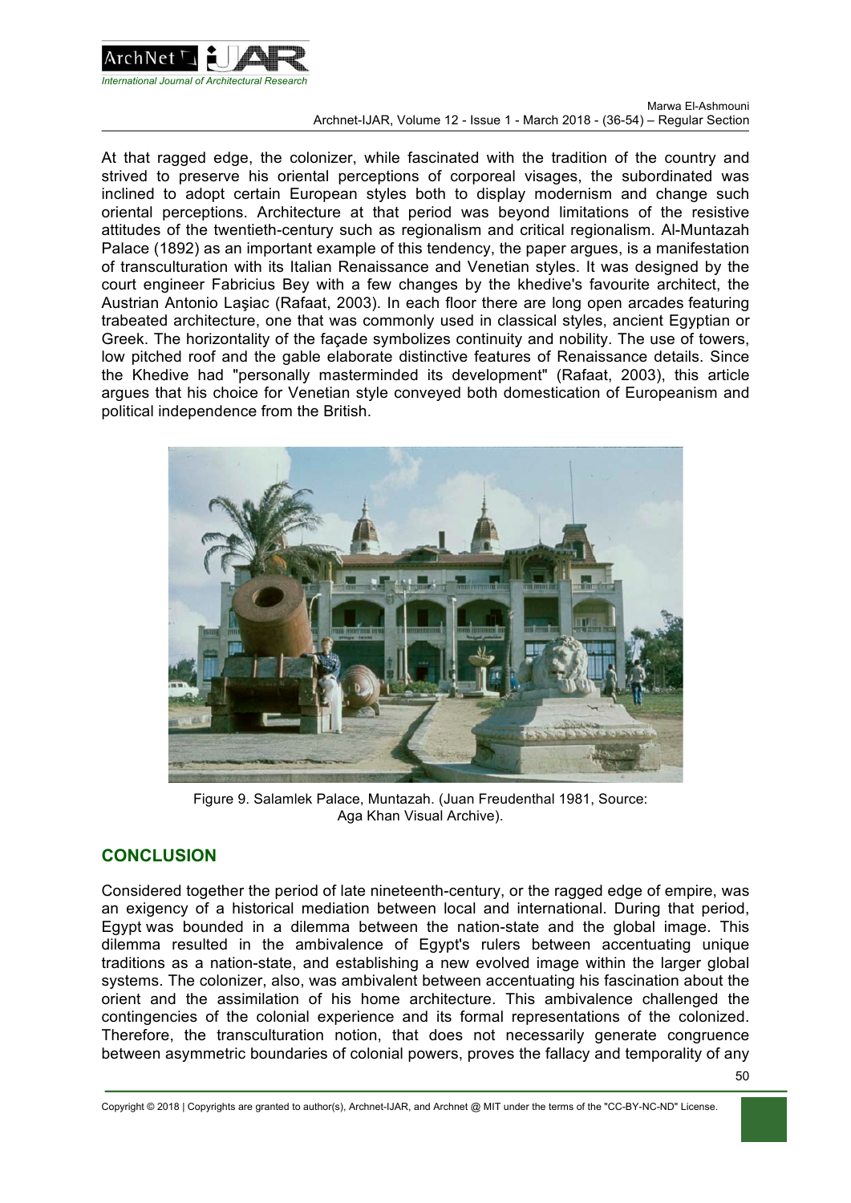At that ragged edge, the colonizer, while fascinated with the tradition of the country and strived to preserve his oriental perceptions of corporeal visages, the subordinated was inclined to adopt certain European styles both to display modernism and change such oriental perceptions. Architecture at that period was beyond limitations of the resistive attitudes of the twentieth-century such as regionalism and critical regionalism. Al-Muntazah Palace (1892) as an important example of this tendency, the paper argues, is a manifestation of transculturation with its Italian Renaissance and Venetian styles. It was designed by the court engineer Fabricius Bey with a few changes by the khedive's favourite architect, the Austrian Antonio Laşiac (Rafaat, 2003). In each floor there are long open arcades featuring trabeated architecture, one that was commonly used in classical styles, ancient Egyptian or Greek. The horizontality of the façade symbolizes continuity and nobility. The use of towers, low pitched roof and the gable elaborate distinctive features of Renaissance details. Since the Khedive had "personally masterminded its development" (Rafaat, 2003), this article argues that his choice for Venetian style conveyed both domestication of Europeanism and political independence from the British.

Figure 9. Salamlek Palace, Muntazah. (Juan Freudenthal 1981, Source: Aga Khan Visual Archive).

## CONCLUSION

Considered together the period of late nineteenth-century, or the ragged edge of empire, was an exigency of a historical mediation between local and international. During that period, Egypt was bounded in a dilemma between the nation-state and the global image. This dilemma resulted in the ambivalence of Egypt's rulers between accentuating unique traditions as a nation-state, and establishing a new evolved image within the larger global systems. The colonizer, also, was ambivalent between accentuating his fascination about the orient and the assimilation of his home architecture. This ambivalence challenged the contingencies of the colonial experience and its formal representations of the colonized. Therefore, the transculturation notion, that does not necessarily generate congruence between asymmetric boundaries of colonial powers, proves the fallacy and temporality of any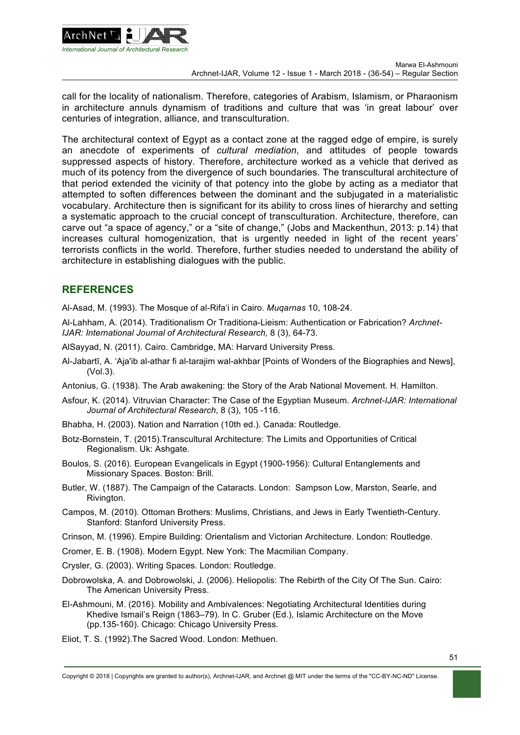call for the locality of nationalism. Therefore, categories of Arabism, Islamism, or Pharaonism in architecture annuls dynamism of traditions and culture that was 'in great labour' over centuries of integration, alliance, and transculturation.

The architectural context of Egypt as a contact zone at the ragged edge of empire, is surely an anecdote of experiments of *cultural mediation*, and attitudes of people towards suppressed aspects of history. Therefore, architecture worked as a vehicle that derived as much of its potency from the divergence of such boundaries. The transcultural architecture of that period extended the vicinity of that potency into the globe by acting as a mediator that attempted to soften differences between the dominant and the subjugated in a materialistic vocabulary. Architecture then is significant for its ability to cross lines of hierarchy and setting a systematic approach to the crucial concept of transculturation. Architecture, therefore, can carve out "a space of agency," or a "site of change," (Jobs and Mackenthun, 2013: p.14) that increases cultural homogenization, that is urgently needed in light of the recent years' terrorists conflicts in the world. Therefore, further studies needed to understand the ability of architecture in establishing dialogues with the public.

## REFERENCES

Al-Asad, M. (1993). The Mosque of al-Rifa'i in Cairo. *Muqarnas* 10, 108-24.

Al-Lahham, A. (2014). Traditionalism Or Traditiona-Lieism: Authentication or Fabrication? *Archnet-IJAR: International Journal of Architectural Research,* 8 (3), 64-73.

AlSayyad, N. (2011). Cairo. Cambridge, MA: Harvard University Press.

Al-Jabartī, A. 'Aja'ib al-athar fi al-tarajim wal-akhbar [Points of Wonders of the Biographies and News], (Vol.3).

Antonius, G. (1938). The Arab awakening: the Story of the Arab National Movement. H. Hamilton.

Asfour, K. (2014). Vitruvian Character: The Case of the Egyptian Museum. *Archnet-IJAR: International Journal of Architectural Research*, 8 (3), 105 -116.

Bhabha, H. (2003). Nation and Narration (10th ed.). Canada: Routledge.

Botz-Bornstein, T. (2015).Transcultural Architecture: The Limits and Opportunities of Critical Regionalism. Uk: Ashgate.

Boulos, S. (2016). European Evangelicals in Egypt (1900-1956): Cultural Entanglements and Missionary Spaces. Boston: Brill.

Butler, W. (1887). The Campaign of the Cataracts. London: Sampson Low, Marston, Searle, and Rivington.

Campos, M. (2010). Ottoman Brothers: Muslims, Christians, and Jews in Early Twentieth-Century. Stanford: Stanford University Press.

Crinson, M. (1996). Empire Building: Orientalism and Victorian Architecture. London: Routledge.

Cromer, E. B. (1908). Modern Egypt. New York: The Macmilian Company.

Crysler, G. (2003). Writing Spaces. London: Routledge.

Dobrowolska, A. and Dobrowolski, J. (2006). Heliopolis: The Rebirth of the City Of The Sun. Cairo: The American University Press.

El-Ashmouni, M. (2016). Mobility and Ambivalences: Negotiating Architectural Identities during Khedive Ismail's Reign (1863–79). In C. Gruber (Ed.), Islamic Architecture on the Move (pp.135-160). Chicago: Chicago University Press.

Eliot, T. S. (1992).The Sacred Wood. London: Methuen.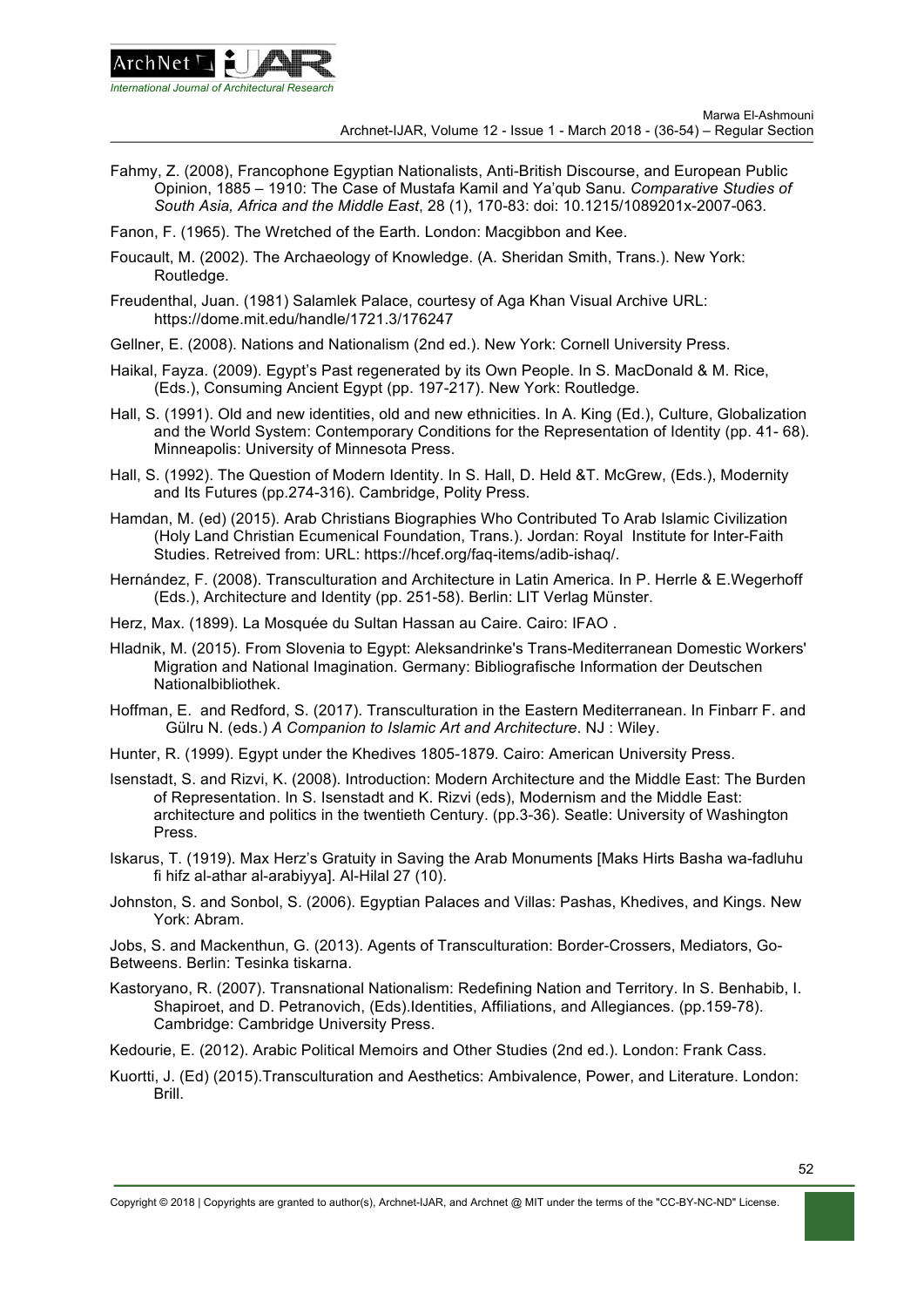Fahmy, Z. (2008), Francophone Egyptian Nationalists, Anti-British Discourse, and European Public Opinion, 1885 – 1910: The Case of Mustafa Kamil and Ya'qub Sanu. *Comparative Studies of South Asia, Africa and the Middle East*, 28 (1), 170-83: doi: 10.1215/1089201x-2007-063.

Fanon, F. (1965). The Wretched of the Earth. London: Macgibbon and Kee.

Foucault, M. (2002). The Archaeology of Knowledge. (A. Sheridan Smith, Trans.). New York: Routledge.

Freudenthal, Juan. (1981) Salamlek Palace, courtesy of Aga Khan Visual Archive URL: https://dome.mit.edu/handle/1721.3/176247

Gellner, E. (2008). Nations and Nationalism (2nd ed.). New York: Cornell University Press.

Haikal, Fayza. (2009). Egypt's Past regenerated by its Own People. In S. MacDonald & M. Rice, (Eds.), Consuming Ancient Egypt (pp. 197-217). New York: Routledge.

Hall, S. (1991). Old and new identities, old and new ethnicities. In A. King (Ed.), Culture, Globalization and the World System: Contemporary Conditions for the Representation of Identity (pp. 41- 68). Minneapolis: University of Minnesota Press.

Hall, S. (1992). The Question of Modern Identity. In S. Hall, D. Held &T. McGrew, (Eds.), Modernity and Its Futures (pp.274-316). Cambridge, Polity Press.

Hamdan, M. (ed) (2015). Arab Christians Biographies Who Contributed To Arab Islamic Civilization (Holy Land Christian Ecumenical Foundation, Trans.). Jordan: Royal Institute for Inter-Faith Studies. Retreived from: URL: https://hcef.org/faq-items/adib-ishaq/.

Hernández, F. (2008). Transculturation and Architecture in Latin America. In P. Herrle & E.Wegerhoff (Eds.), Architecture and Identity (pp. 251-58). Berlin: LIT Verlag Münster.

Herz, Max. (1899). La Mosquée du Sultan Hassan au Caire. Cairo: IFAO .

Hladnik, M. (2015). From Slovenia to Egypt: Aleksandrinke's Trans-Mediterranean Domestic Workers' Migration and National Imagination. Germany: Bibliografische Information der Deutschen Nationalbibliothek.

Hoffman, E. and Redford, S. (2017). Transculturation in the Eastern Mediterranean. In Finbarr F. and Gülru N. (eds.) *A Companion to Islamic Art and Architecture*. NJ : Wiley.

Hunter, R. (1999). Egypt under the Khedives 1805-1879. Cairo: American University Press.

Isenstadt, S. and Rizvi, K. (2008). Introduction: Modern Architecture and the Middle East: The Burden of Representation. In S. Isenstadt and K. Rizvi (eds), Modernism and the Middle East: architecture and politics in the twentieth Century. (pp.3-36). Seatle: University of Washington Press.

Iskarus, T. (1919). Max Herz's Gratuity in Saving the Arab Monuments [Maks Hirts Basha wa-fadluhu fi hifz al-athar al-arabiyya]. Al-Hilal 27 (10).

Johnston, S. and Sonbol, S. (2006). Egyptian Palaces and Villas: Pashas, Khedives, and Kings. New York: Abram.

Jobs, S. and Mackenthun, G. (2013). Agents of Transculturation: Border-Crossers, Mediators, Go-Betweens. Berlin: Tesinka tiskarna.

Kastoryano, R. (2007). Transnational Nationalism: Redefining Nation and Territory. In S. Benhabib, I. Shapiroet, and D. Petranovich, (Eds).Identities, Affiliations, and Allegiances. (pp.159-78). Cambridge: Cambridge University Press.

Kedourie, E. (2012). Arabic Political Memoirs and Other Studies (2nd ed.). London: Frank Cass.

Kuortti, J. (Ed) (2015).Transculturation and Aesthetics: Ambivalence, Power, and Literature. London: Brill.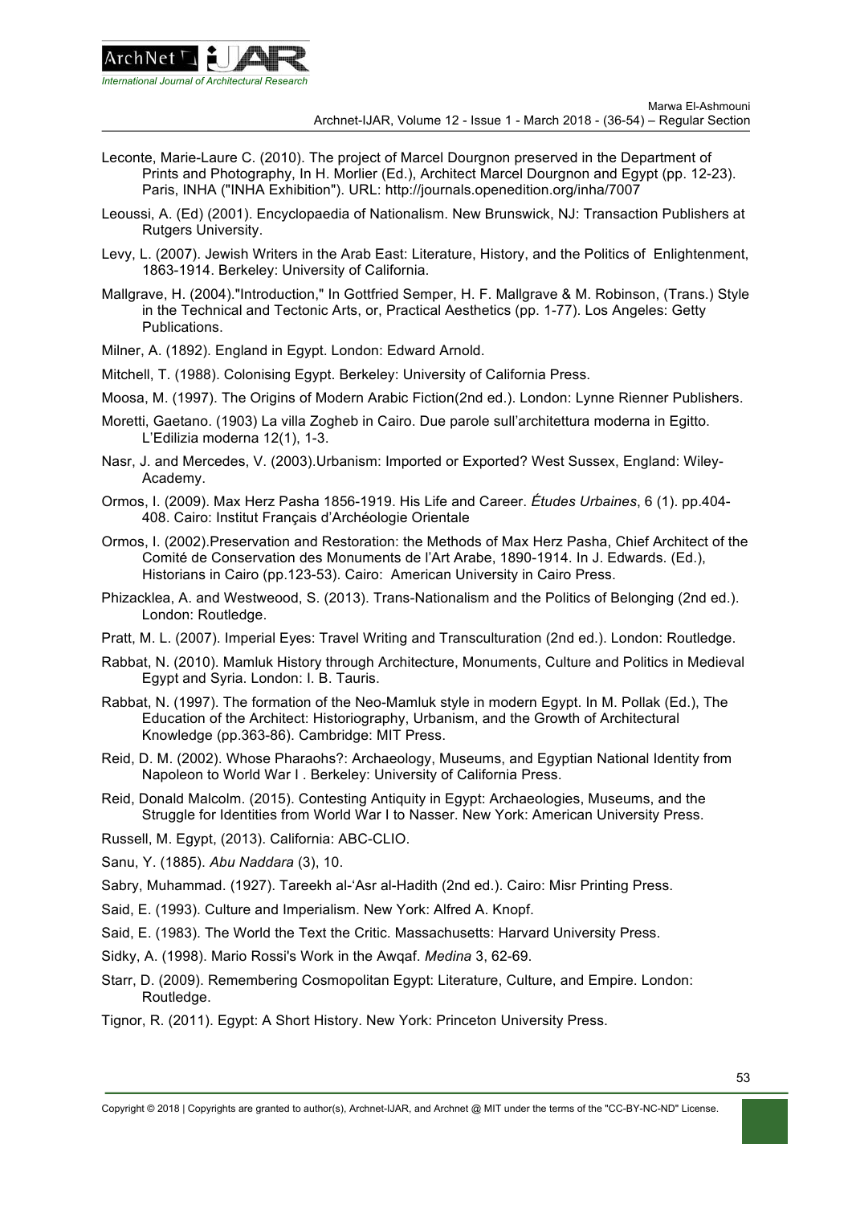Leconte, Marie-Laure C. (2010). The project of Marcel Dourgnon preserved in the Department of Prints and Photography, In H. Morlier (Ed.), Architect Marcel Dourgnon and Egypt (pp. 12-23). Paris, INHA ("INHA Exhibition"). URL: http://journals.openedition.org/inha/7007

Leoussi, A. (Ed) (2001). Encyclopaedia of Nationalism. New Brunswick, NJ: Transaction Publishers at Rutgers University.

Levy, L. (2007). Jewish Writers in the Arab East: Literature, History, and the Politics of Enlightenment, 1863-1914. Berkeley: University of California.

Mallgrave, H. (2004)."Introduction," In Gottfried Semper, H. F. Mallgrave & M. Robinson, (Trans.) Style in the Technical and Tectonic Arts, or, Practical Aesthetics (pp. 1-77). Los Angeles: Getty Publications.

Milner, A. (1892). England in Egypt. London: Edward Arnold.

Mitchell, T. (1988). Colonising Egypt. Berkeley: University of California Press.

Moosa, M. (1997). The Origins of Modern Arabic Fiction(2nd ed.). London: Lynne Rienner Publishers.

Moretti, Gaetano. (1903) La villa Zogheb in Cairo. Due parole sull'architettura moderna in Egitto. L'Edilizia moderna 12(1), 1-3.

Nasr, J. and Mercedes, V. (2003).Urbanism: Imported or Exported? West Sussex, England: Wiley-Academy.

Ormos, I. (2009). Max Herz Pasha 1856-1919. His Life and Career. *Études Urbaines*, 6 (1). pp.404-408. Cairo: Institut Français d'Archéologie Orientale

Ormos, I. (2002).Preservation and Restoration: the Methods of Max Herz Pasha, Chief Architect of the Comité de Conservation des Monuments de l'Art Arabe, 1890-1914. In J. Edwards. (Ed.), Historians in Cairo (pp.123-53). Cairo: American University in Cairo Press.

Phizacklea, A. and Westweood, S. (2013). Trans-Nationalism and the Politics of Belonging (2nd ed.). London: Routledge.

Pratt, M. L. (2007). Imperial Eyes: Travel Writing and Transculturation (2nd ed.). London: Routledge.

Rabbat, N. (2010). Mamluk History through Architecture, Monuments, Culture and Politics in Medieval Egypt and Syria. London: I. B. Tauris.

Rabbat, N. (1997). The formation of the Neo-Mamluk style in modern Egypt. In M. Pollak (Ed.), The Education of the Architect: Historiography, Urbanism, and the Growth of Architectural Knowledge (pp.363-86). Cambridge: MIT Press.

Reid, D. M. (2002). Whose Pharaohs?: Archaeology, Museums, and Egyptian National Identity from Napoleon to World War I . Berkeley: University of California Press.

Reid, Donald Malcolm. (2015). Contesting Antiquity in Egypt: Archaeologies, Museums, and the Struggle for Identities from World War I to Nasser. New York: American University Press.

Russell, M. Egypt, (2013). California: ABC-CLIO.

Sanu, Y. (1885). *Abu Naddara* (3), 10.

Sabry, Muhammad. (1927). Tareekh al-'Asr al-Hadith (2nd ed.). Cairo: Misr Printing Press.

Said, E. (1993). Culture and Imperialism. New York: Alfred A. Knopf.

Said, E. (1983). The World the Text the Critic. Massachusetts: Harvard University Press.

Sidky, A. (1998). Mario Rossi's Work in the Awqaf. *Medina* 3, 62-69.

Starr, D. (2009). Remembering Cosmopolitan Egypt: Literature, Culture, and Empire. London: Routledge.

Tignor, R. (2011). Egypt: A Short History. New York: Princeton University Press.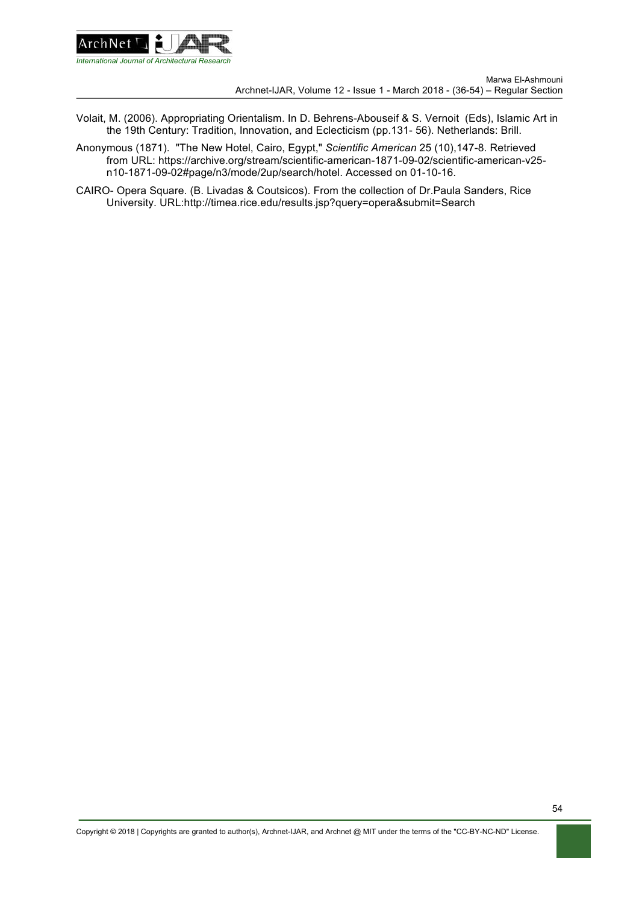Volait, M. (2006). Appropriating Orientalism. In D. Behrens-Abouseif & S. Vernoit (Eds), Islamic Art in the 19th Century: Tradition, Innovation, and Eclecticism (pp.131- 56). Netherlands: Brill.

Anonymous (1871). "The New Hotel, Cairo, Egypt," *Scientific American* 25 (10),147-8. Retrieved from URL: https://archive.org/stream/scientific-american-1871-09-02/scientific-american-v25-n10-1871-09-02#page/n3/mode/2up/search/hotel. Accessed on 01-10-16.

CAIRO- Opera Square. (B. Livadas & Coutsicos). From the collection of Dr.Paula Sanders, Rice University. URL:http://timea.rice.edu/results.jsp?query=opera&submit=Search